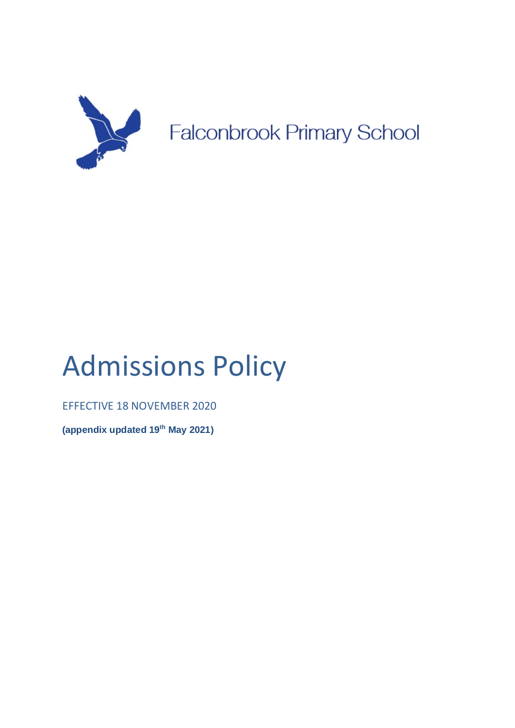Falconbrook Primary School

# Admissions Policy

EFFECTIVE 18 NOVEMBER 2020

**(appendix updated 19th May 2021)**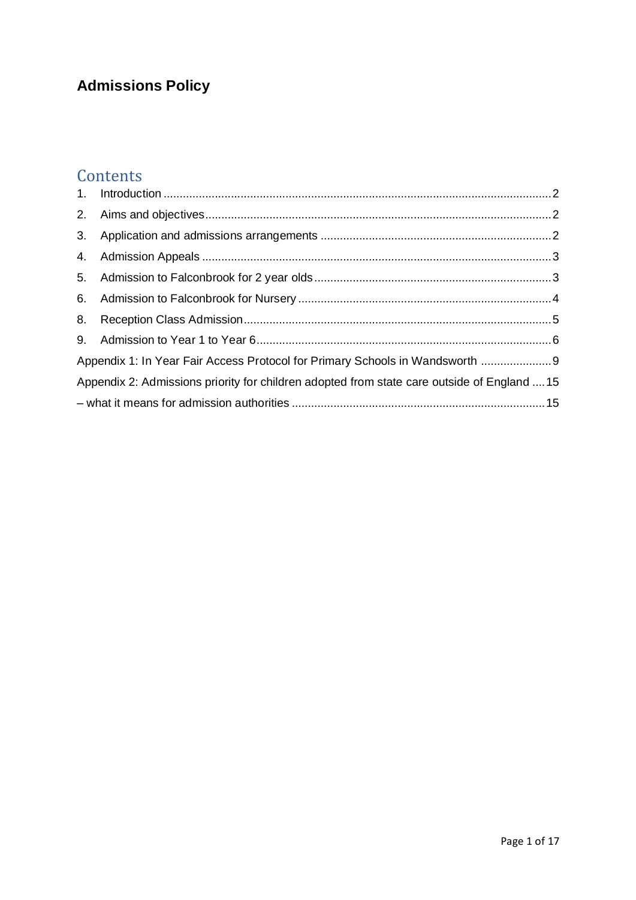# Admissions Policy

## Contents

1. Introduction ........ 2
2. Aims and objectives ........ 2
3. Application and admissions arrangements ........ 2
4. Admission Appeals ........ 3
5. Admission to Falconbrook for 2 year olds ........ 3
6. Admission to Falconbrook for Nursery ........ 4
8. Reception Class Admission ........ 5
9. Admission to Year 1 to Year 6 ........ 6

Appendix 1: In Year Fair Access Protocol for Primary Schools in Wandsworth ........ 9

Appendix 2: Admissions priority for children adopted from state care outside of England ........ 15

– what it means for admission authorities ........ 15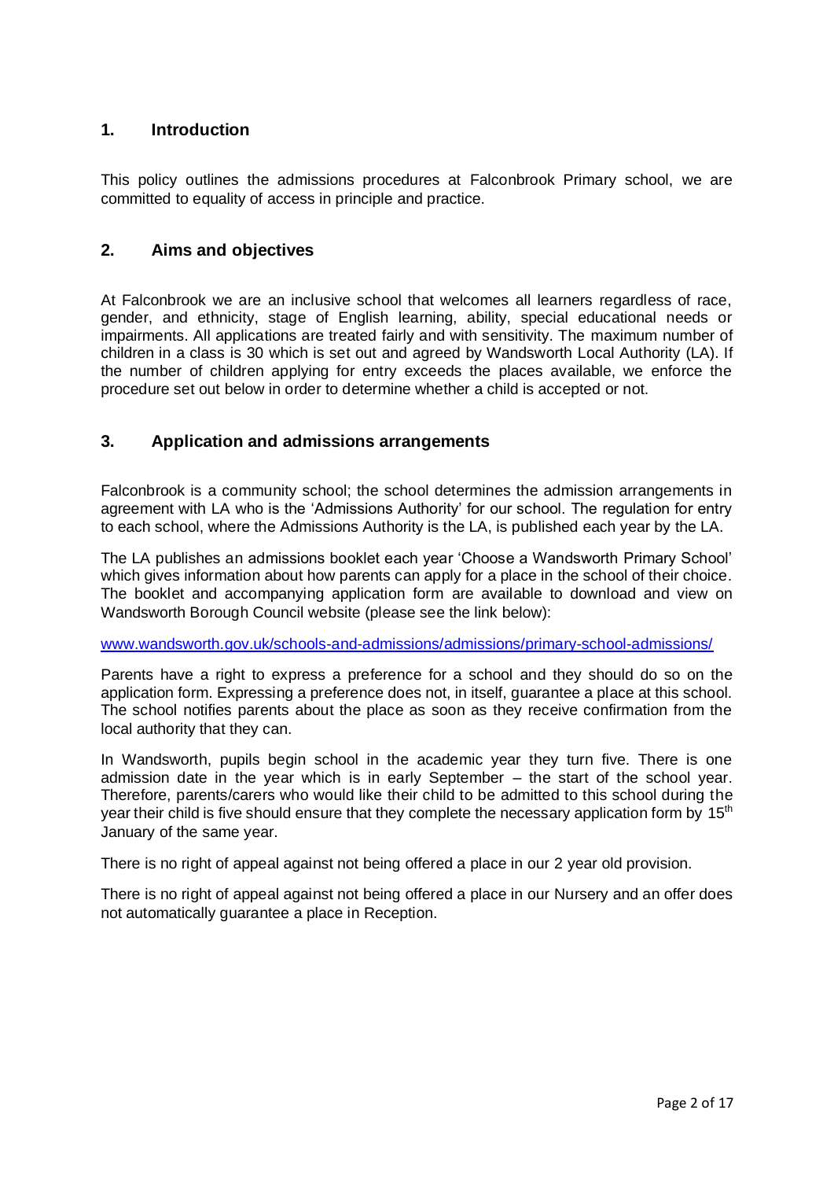## 1. Introduction

This policy outlines the admissions procedures at Falconbrook Primary school, we are committed to equality of access in principle and practice.

## 2. Aims and objectives

At Falconbrook we are an inclusive school that welcomes all learners regardless of race, gender, and ethnicity, stage of English learning, ability, special educational needs or impairments. All applications are treated fairly and with sensitivity. The maximum number of children in a class is 30 which is set out and agreed by Wandsworth Local Authority (LA). If the number of children applying for entry exceeds the places available, we enforce the procedure set out below in order to determine whether a child is accepted or not.

## 3. Application and admissions arrangements

Falconbrook is a community school; the school determines the admission arrangements in agreement with LA who is the 'Admissions Authority' for our school. The regulation for entry to each school, where the Admissions Authority is the LA, is published each year by the LA.

The LA publishes an admissions booklet each year 'Choose a Wandsworth Primary School' which gives information about how parents can apply for a place in the school of their choice. The booklet and accompanying application form are available to download and view on Wandsworth Borough Council website (please see the link below):

www.wandsworth.gov.uk/schools-and-admissions/admissions/primary-school-admissions/

Parents have a right to express a preference for a school and they should do so on the application form. Expressing a preference does not, in itself, guarantee a place at this school. The school notifies parents about the place as soon as they receive confirmation from the local authority that they can.

In Wandsworth, pupils begin school in the academic year they turn five. There is one admission date in the year which is in early September – the start of the school year. Therefore, parents/carers who would like their child to be admitted to this school during the year their child is five should ensure that they complete the necessary application form by 15th January of the same year.

There is no right of appeal against not being offered a place in our 2 year old provision.

There is no right of appeal against not being offered a place in our Nursery and an offer does not automatically guarantee a place in Reception.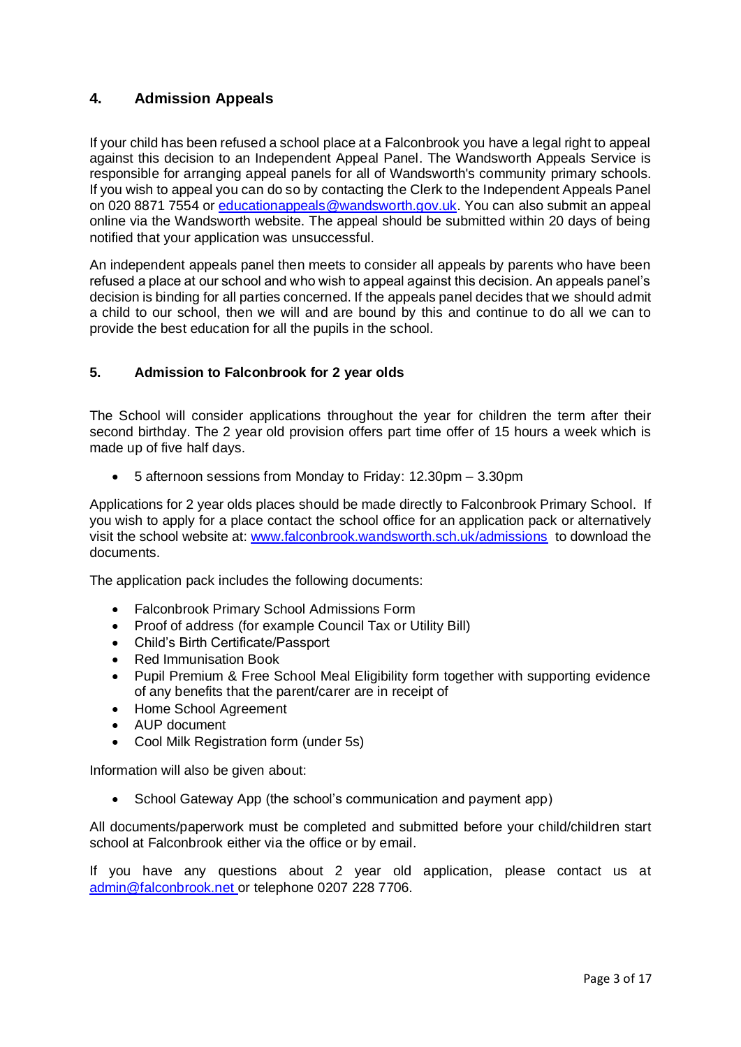## 4. Admission Appeals

If your child has been refused a school place at a Falconbrook you have a legal right to appeal against this decision to an Independent Appeal Panel. The Wandsworth Appeals Service is responsible for arranging appeal panels for all of Wandsworth's community primary schools. If you wish to appeal you can do so by contacting the Clerk to the Independent Appeals Panel on 020 8871 7554 or [educationappeals@wandsworth.gov.uk](mailto:educationappeals@wandsworth.gov.uk). You can also submit an appeal online via the Wandsworth website. The appeal should be submitted within 20 days of being notified that your application was unsuccessful.

An independent appeals panel then meets to consider all appeals by parents who have been refused a place at our school and who wish to appeal against this decision. An appeals panel's decision is binding for all parties concerned. If the appeals panel decides that we should admit a child to our school, then we will and are bound by this and continue to do all we can to provide the best education for all the pupils in the school.

### 5. Admission to Falconbrook for 2 year olds

The School will consider applications throughout the year for children the term after their second birthday. The 2 year old provision offers part time offer of 15 hours a week which is made up of five half days.

- 5 afternoon sessions from Monday to Friday: 12.30pm – 3.30pm

Applications for 2 year olds places should be made directly to Falconbrook Primary School. If you wish to apply for a place contact the school office for an application pack or alternatively visit the school website at: [www.falconbrook.wandsworth.sch.uk/admissions](http://www.falconbrook.wandsworth.sch.uk/admissions) to download the documents.

The application pack includes the following documents:

- Falconbrook Primary School Admissions Form
- Proof of address (for example Council Tax or Utility Bill)
- Child's Birth Certificate/Passport
- Red Immunisation Book
- Pupil Premium & Free School Meal Eligibility form together with supporting evidence of any benefits that the parent/carer are in receipt of
- Home School Agreement
- AUP document
- Cool Milk Registration form (under 5s)

Information will also be given about:

- School Gateway App (the school's communication and payment app)

All documents/paperwork must be completed and submitted before your child/children start school at Falconbrook either via the office or by email.

If you have any questions about 2 year old application, please contact us at [admin@falconbrook.net](mailto:admin@falconbrook.net) or telephone 0207 228 7706.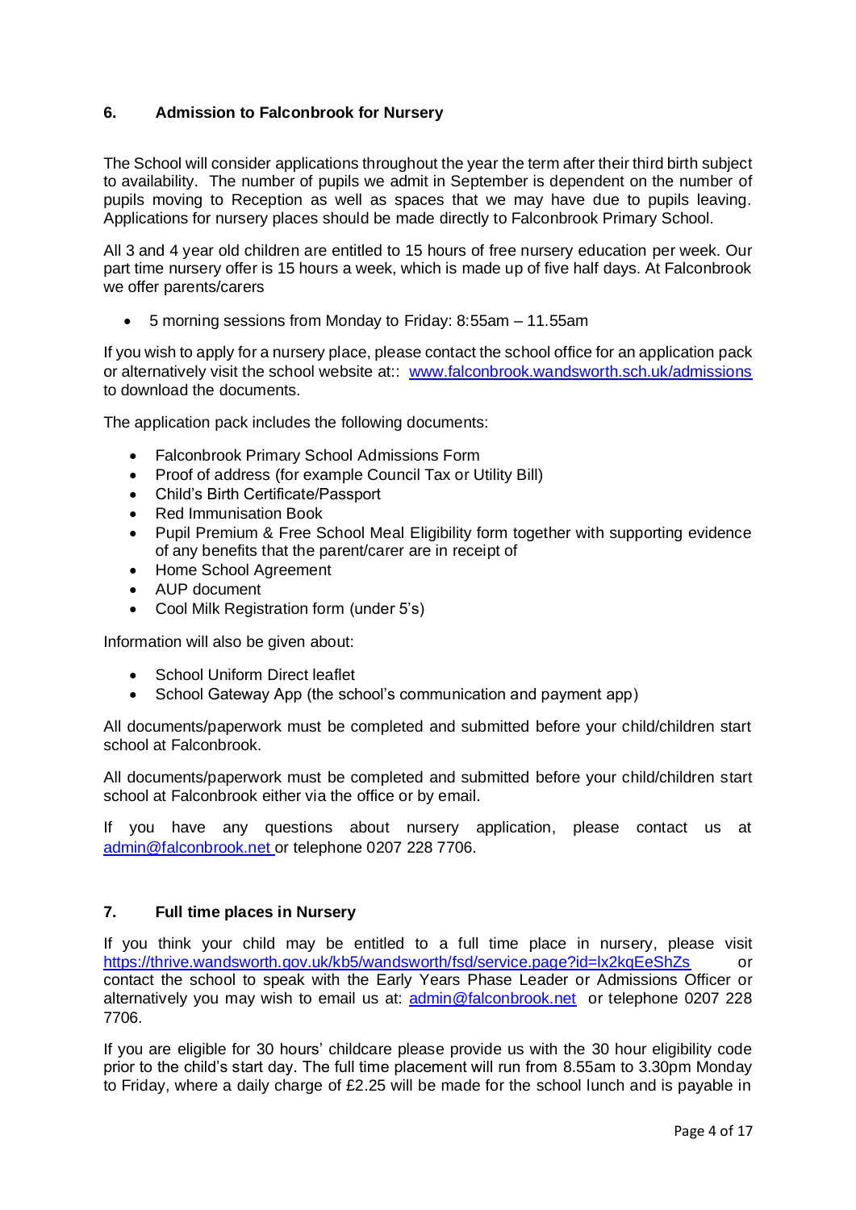## 6. Admission to Falconbrook for Nursery

The School will consider applications throughout the year the term after their third birth subject to availability. The number of pupils we admit in September is dependent on the number of pupils moving to Reception as well as spaces that we may have due to pupils leaving. Applications for nursery places should be made directly to Falconbrook Primary School.

All 3 and 4 year old children are entitled to 15 hours of free nursery education per week. Our part time nursery offer is 15 hours a week, which is made up of five half days. At Falconbrook we offer parents/carers

- 5 morning sessions from Monday to Friday: 8:55am – 11.55am

If you wish to apply for a nursery place, please contact the school office for an application pack or alternatively visit the school website at:: [www.falconbrook.wandsworth.sch.uk/admissions](www.falconbrook.wandsworth.sch.uk/admissions) to download the documents.

The application pack includes the following documents:

- Falconbrook Primary School Admissions Form
- Proof of address (for example Council Tax or Utility Bill)
- Child's Birth Certificate/Passport
- Red Immunisation Book
- Pupil Premium & Free School Meal Eligibility form together with supporting evidence of any benefits that the parent/carer are in receipt of
- Home School Agreement
- AUP document
- Cool Milk Registration form (under 5's)

Information will also be given about:

- School Uniform Direct leaflet
- School Gateway App (the school's communication and payment app)

All documents/paperwork must be completed and submitted before your child/children start school at Falconbrook.

All documents/paperwork must be completed and submitted before your child/children start school at Falconbrook either via the office or by email.

If you have any questions about nursery application, please contact us at [admin@falconbrook.net](mailto:admin@falconbrook.net) or telephone 0207 228 7706.

## 7. Full time places in Nursery

If you think your child may be entitled to a full time place in nursery, please visit [https://thrive.wandsworth.gov.uk/kb5/wandsworth/fsd/service.page?id=lx2kqEeShZs](https://thrive.wandsworth.gov.uk/kb5/wandsworth/fsd/service.page?id=lx2kqEeShZs) or contact the school to speak with the Early Years Phase Leader or Admissions Officer or alternatively you may wish to email us at: [admin@falconbrook.net](mailto:admin@falconbrook.net) or telephone 0207 228 7706.

If you are eligible for 30 hours' childcare please provide us with the 30 hour eligibility code prior to the child's start day. The full time placement will run from 8.55am to 3.30pm Monday to Friday, where a daily charge of £2.25 will be made for the school lunch and is payable in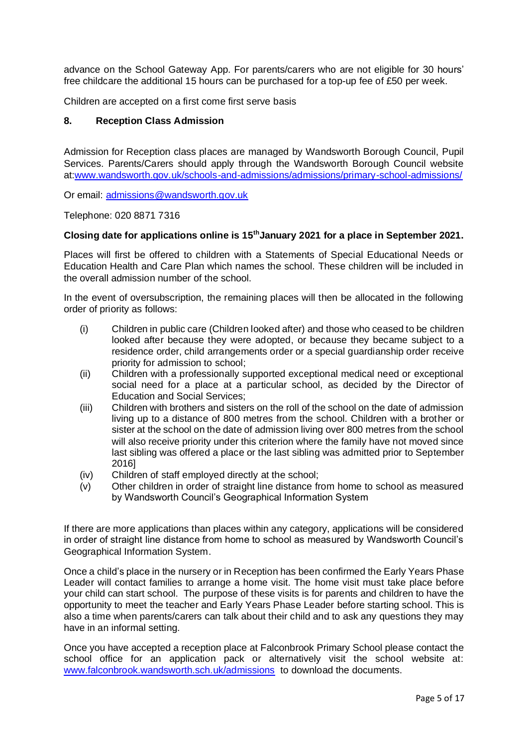advance on the School Gateway App. For parents/carers who are not eligible for 30 hours' free childcare the additional 15 hours can be purchased for a top-up fee of £50 per week.

Children are accepted on a first come first serve basis

## 8. Reception Class Admission

Admission for Reception class places are managed by Wandsworth Borough Council, Pupil Services. Parents/Carers should apply through the Wandsworth Borough Council website at:[www.wandsworth.gov.uk/schools-and-admissions/admissions/primary-school-admissions/](www.wandsworth.gov.uk/schools-and-admissions/admissions/primary-school-admissions/)

Or email: [admissions@wandsworth.gov.uk](mailto:admissions@wandsworth.gov.uk)

Telephone: 020 8871 7316

**Closing date for applications online is 15th January 2021 for a place in September 2021.**

Places will first be offered to children with a Statements of Special Educational Needs or Education Health and Care Plan which names the school. These children will be included in the overall admission number of the school.

In the event of oversubscription, the remaining places will then be allocated in the following order of priority as follows:

(i) Children in public care (Children looked after) and those who ceased to be children looked after because they were adopted, or because they became subject to a residence order, child arrangements order or a special guardianship order receive priority for admission to school;

(ii) Children with a professionally supported exceptional medical need or exceptional social need for a place at a particular school, as decided by the Director of Education and Social Services;

(iii) Children with brothers and sisters on the roll of the school on the date of admission living up to a distance of 800 metres from the school. Children with a brother or sister at the school on the date of admission living over 800 metres from the school will also receive priority under this criterion where the family have not moved since last sibling was offered a place or the last sibling was admitted prior to September 2016]

(iv) Children of staff employed directly at the school;

(v) Other children in order of straight line distance from home to school as measured by Wandsworth Council's Geographical Information System

If there are more applications than places within any category, applications will be considered in order of straight line distance from home to school as measured by Wandsworth Council's Geographical Information System.

Once a child's place in the nursery or in Reception has been confirmed the Early Years Phase Leader will contact families to arrange a home visit. The home visit must take place before your child can start school. The purpose of these visits is for parents and children to have the opportunity to meet the teacher and Early Years Phase Leader before starting school. This is also a time when parents/carers can talk about their child and to ask any questions they may have in an informal setting.

Once you have accepted a reception place at Falconbrook Primary School please contact the school office for an application pack or alternatively visit the school website at: [www.falconbrook.wandsworth.sch.uk/admissions](www.falconbrook.wandsworth.sch.uk/admissions) to download the documents.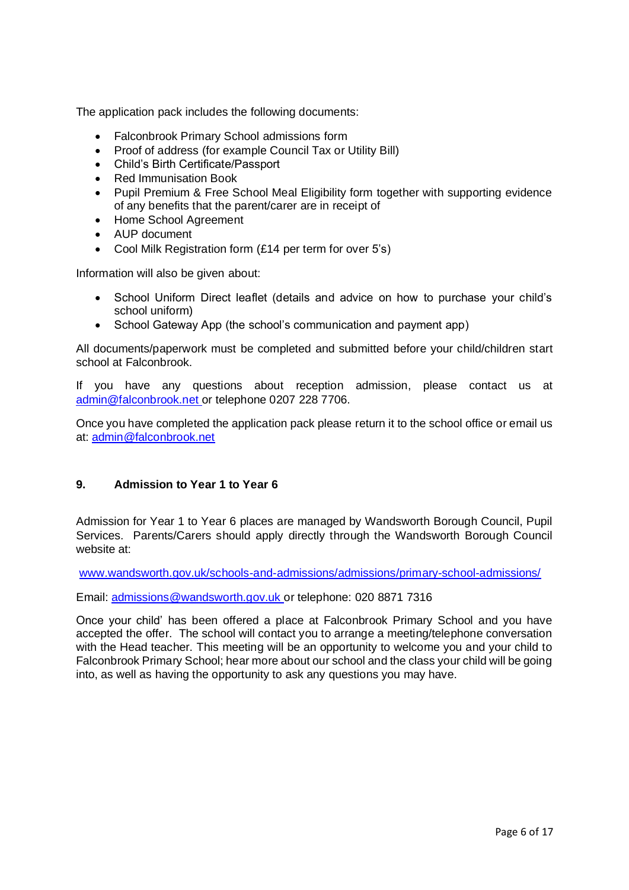The application pack includes the following documents:

- Falconbrook Primary School admissions form
- Proof of address (for example Council Tax or Utility Bill)
- Child's Birth Certificate/Passport
- Red Immunisation Book
- Pupil Premium & Free School Meal Eligibility form together with supporting evidence of any benefits that the parent/carer are in receipt of
- Home School Agreement
- AUP document
- Cool Milk Registration form (£14 per term for over 5's)

Information will also be given about:

- School Uniform Direct leaflet (details and advice on how to purchase your child's school uniform)
- School Gateway App (the school's communication and payment app)

All documents/paperwork must be completed and submitted before your child/children start school at Falconbrook.

If you have any questions about reception admission, please contact us at admin@falconbrook.net or telephone 0207 228 7706.

Once you have completed the application pack please return it to the school office or email us at: admin@falconbrook.net

## 9. Admission to Year 1 to Year 6

Admission for Year 1 to Year 6 places are managed by Wandsworth Borough Council, Pupil Services. Parents/Carers should apply directly through the Wandsworth Borough Council website at:

www.wandsworth.gov.uk/schools-and-admissions/admissions/primary-school-admissions/

Email: admissions@wandsworth.gov.uk or telephone: 020 8871 7316

Once your child' has been offered a place at Falconbrook Primary School and you have accepted the offer. The school will contact you to arrange a meeting/telephone conversation with the Head teacher. This meeting will be an opportunity to welcome you and your child to Falconbrook Primary School; hear more about our school and the class your child will be going into, as well as having the opportunity to ask any questions you may have.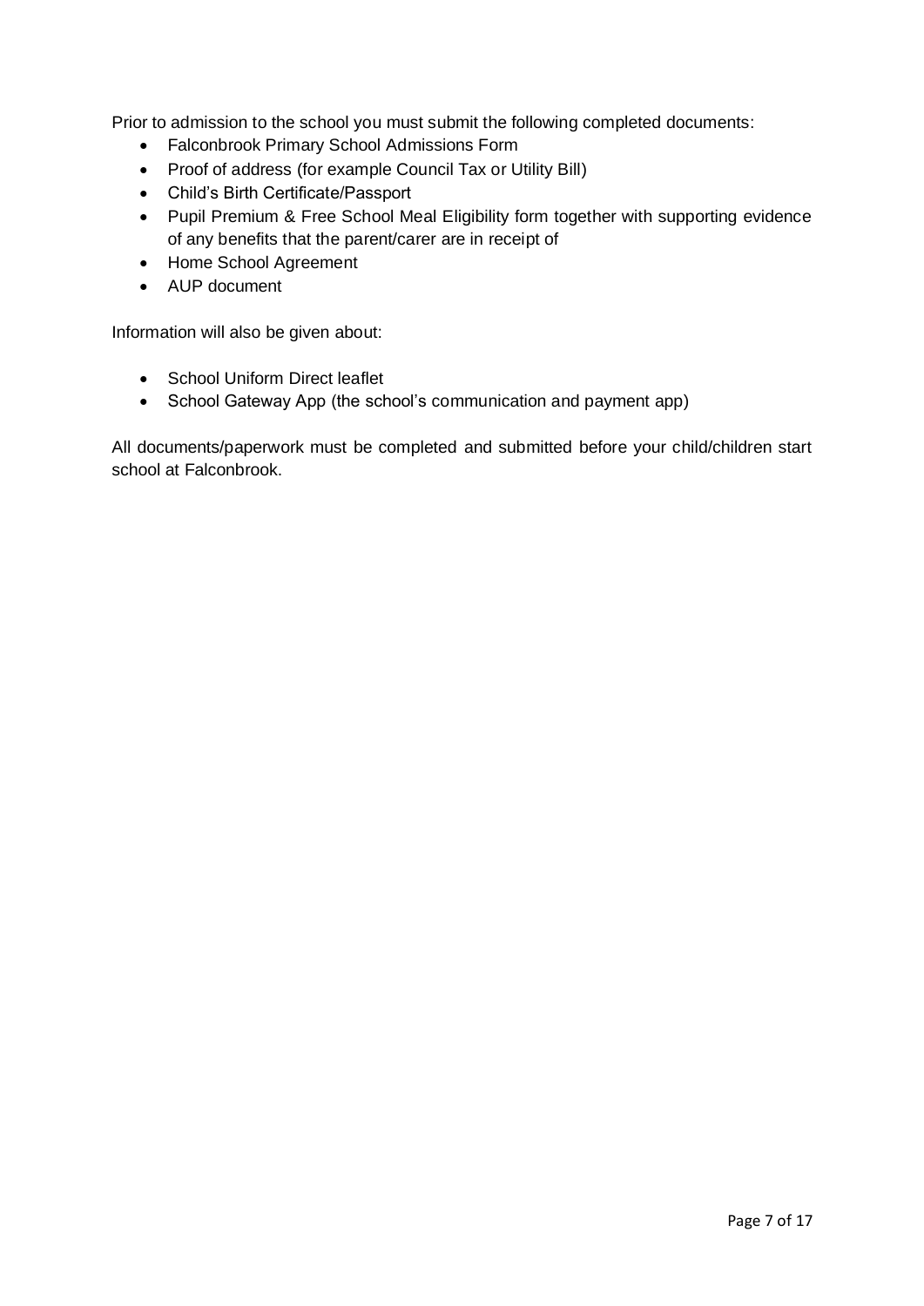Prior to admission to the school you must submit the following completed documents:

- Falconbrook Primary School Admissions Form
- Proof of address (for example Council Tax or Utility Bill)
- Child's Birth Certificate/Passport
- Pupil Premium & Free School Meal Eligibility form together with supporting evidence of any benefits that the parent/carer are in receipt of
- Home School Agreement
- AUP document

Information will also be given about:

- School Uniform Direct leaflet
- School Gateway App (the school's communication and payment app)

All documents/paperwork must be completed and submitted before your child/children start school at Falconbrook.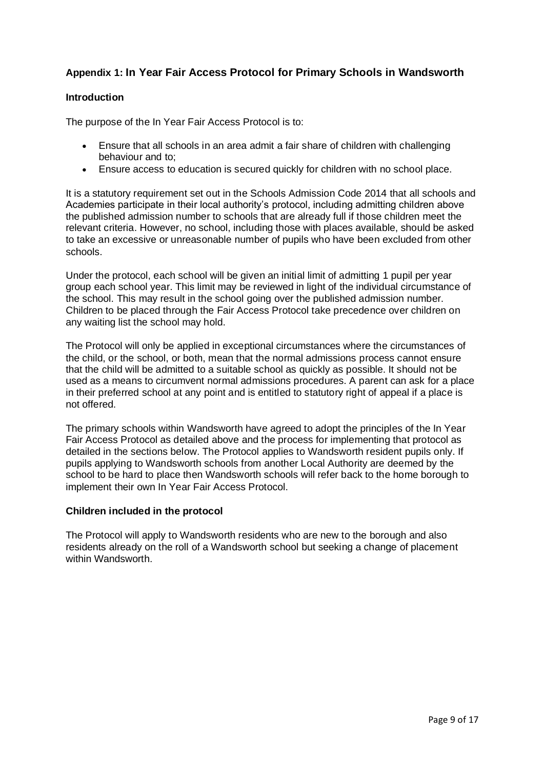## Appendix 1: In Year Fair Access Protocol for Primary Schools in Wandsworth

### Introduction

The purpose of the In Year Fair Access Protocol is to:

- Ensure that all schools in an area admit a fair share of children with challenging behaviour and to;
- Ensure access to education is secured quickly for children with no school place.

It is a statutory requirement set out in the Schools Admission Code 2014 that all schools and Academies participate in their local authority's protocol, including admitting children above the published admission number to schools that are already full if those children meet the relevant criteria. However, no school, including those with places available, should be asked to take an excessive or unreasonable number of pupils who have been excluded from other schools.

Under the protocol, each school will be given an initial limit of admitting 1 pupil per year group each school year. This limit may be reviewed in light of the individual circumstance of the school. This may result in the school going over the published admission number. Children to be placed through the Fair Access Protocol take precedence over children on any waiting list the school may hold.

The Protocol will only be applied in exceptional circumstances where the circumstances of the child, or the school, or both, mean that the normal admissions process cannot ensure that the child will be admitted to a suitable school as quickly as possible. It should not be used as a means to circumvent normal admissions procedures. A parent can ask for a place in their preferred school at any point and is entitled to statutory right of appeal if a place is not offered.

The primary schools within Wandsworth have agreed to adopt the principles of the In Year Fair Access Protocol as detailed above and the process for implementing that protocol as detailed in the sections below. The Protocol applies to Wandsworth resident pupils only. If pupils applying to Wandsworth schools from another Local Authority are deemed by the school to be hard to place then Wandsworth schools will refer back to the home borough to implement their own In Year Fair Access Protocol.

### Children included in the protocol

The Protocol will apply to Wandsworth residents who are new to the borough and also residents already on the roll of a Wandsworth school but seeking a change of placement within Wandsworth.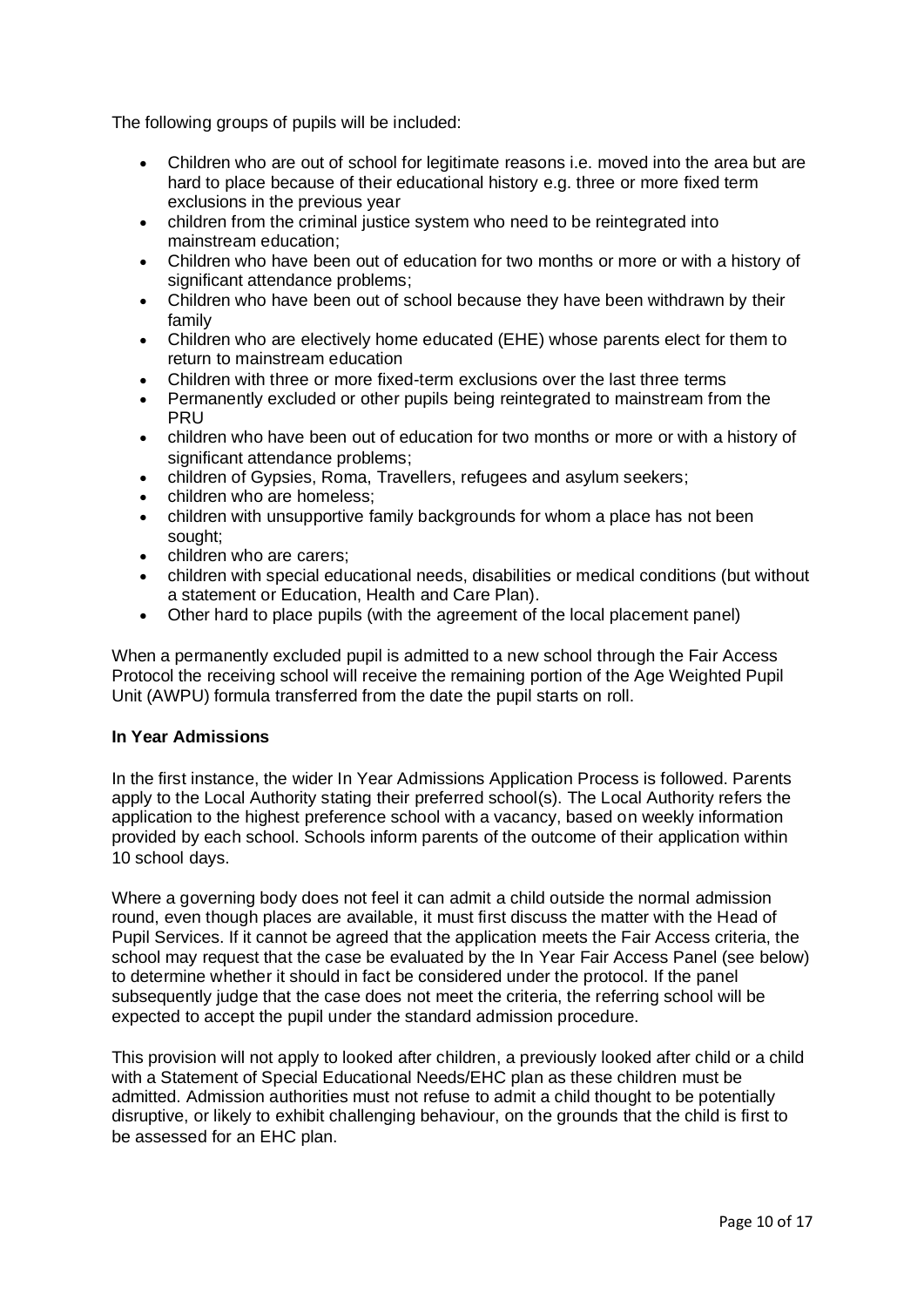The following groups of pupils will be included:

- Children who are out of school for legitimate reasons i.e. moved into the area but are hard to place because of their educational history e.g. three or more fixed term exclusions in the previous year
- children from the criminal justice system who need to be reintegrated into mainstream education;
- Children who have been out of education for two months or more or with a history of significant attendance problems;
- Children who have been out of school because they have been withdrawn by their family
- Children who are electively home educated (EHE) whose parents elect for them to return to mainstream education
- Children with three or more fixed-term exclusions over the last three terms
- Permanently excluded or other pupils being reintegrated to mainstream from the PRU
- children who have been out of education for two months or more or with a history of significant attendance problems;
- children of Gypsies, Roma, Travellers, refugees and asylum seekers;
- children who are homeless;
- children with unsupportive family backgrounds for whom a place has not been sought;
- children who are carers;
- children with special educational needs, disabilities or medical conditions (but without a statement or Education, Health and Care Plan).
- Other hard to place pupils (with the agreement of the local placement panel)

When a permanently excluded pupil is admitted to a new school through the Fair Access Protocol the receiving school will receive the remaining portion of the Age Weighted Pupil Unit (AWPU) formula transferred from the date the pupil starts on roll.

**In Year Admissions**

In the first instance, the wider In Year Admissions Application Process is followed. Parents apply to the Local Authority stating their preferred school(s). The Local Authority refers the application to the highest preference school with a vacancy, based on weekly information provided by each school. Schools inform parents of the outcome of their application within 10 school days.

Where a governing body does not feel it can admit a child outside the normal admission round, even though places are available, it must first discuss the matter with the Head of Pupil Services. If it cannot be agreed that the application meets the Fair Access criteria, the school may request that the case be evaluated by the In Year Fair Access Panel (see below) to determine whether it should in fact be considered under the protocol. If the panel subsequently judge that the case does not meet the criteria, the referring school will be expected to accept the pupil under the standard admission procedure.

This provision will not apply to looked after children, a previously looked after child or a child with a Statement of Special Educational Needs/EHC plan as these children must be admitted. Admission authorities must not refuse to admit a child thought to be potentially disruptive, or likely to exhibit challenging behaviour, on the grounds that the child is first to be assessed for an EHC plan.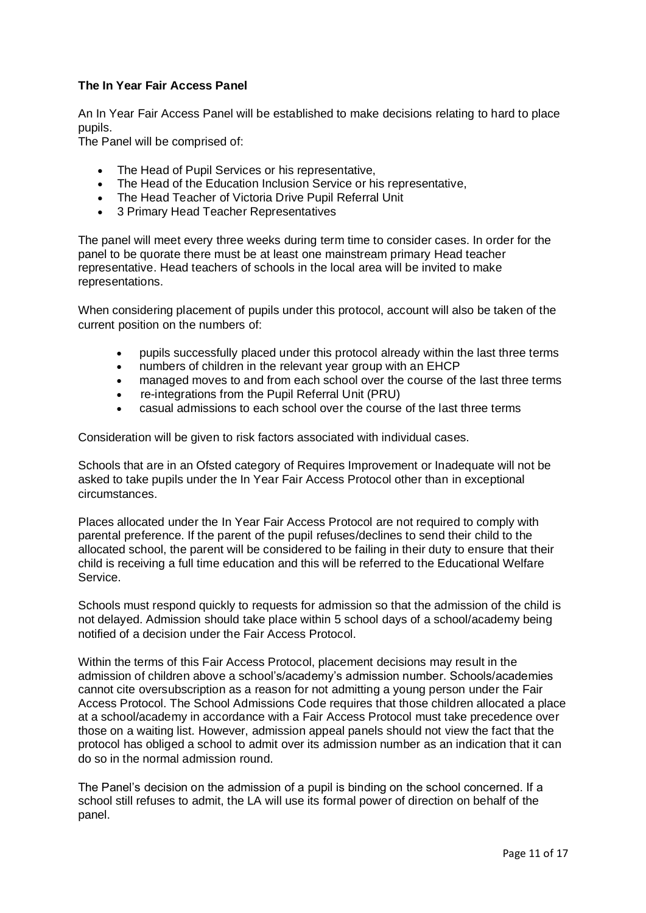**The In Year Fair Access Panel**

An In Year Fair Access Panel will be established to make decisions relating to hard to place pupils.
The Panel will be comprised of:

- The Head of Pupil Services or his representative,
- The Head of the Education Inclusion Service or his representative,
- The Head Teacher of Victoria Drive Pupil Referral Unit
- 3 Primary Head Teacher Representatives

The panel will meet every three weeks during term time to consider cases. In order for the panel to be quorate there must be at least one mainstream primary Head teacher representative. Head teachers of schools in the local area will be invited to make representations.

When considering placement of pupils under this protocol, account will also be taken of the current position on the numbers of:

- pupils successfully placed under this protocol already within the last three terms
- numbers of children in the relevant year group with an EHCP
- managed moves to and from each school over the course of the last three terms
- re-integrations from the Pupil Referral Unit (PRU)
- casual admissions to each school over the course of the last three terms

Consideration will be given to risk factors associated with individual cases.

Schools that are in an Ofsted category of Requires Improvement or Inadequate will not be asked to take pupils under the In Year Fair Access Protocol other than in exceptional circumstances.

Places allocated under the In Year Fair Access Protocol are not required to comply with parental preference. If the parent of the pupil refuses/declines to send their child to the allocated school, the parent will be considered to be failing in their duty to ensure that their child is receiving a full time education and this will be referred to the Educational Welfare Service.

Schools must respond quickly to requests for admission so that the admission of the child is not delayed. Admission should take place within 5 school days of a school/academy being notified of a decision under the Fair Access Protocol.

Within the terms of this Fair Access Protocol, placement decisions may result in the admission of children above a school's/academy's admission number. Schools/academies cannot cite oversubscription as a reason for not admitting a young person under the Fair Access Protocol. The School Admissions Code requires that those children allocated a place at a school/academy in accordance with a Fair Access Protocol must take precedence over those on a waiting list. However, admission appeal panels should not view the fact that the protocol has obliged a school to admit over its admission number as an indication that it can do so in the normal admission round.

The Panel's decision on the admission of a pupil is binding on the school concerned. If a school still refuses to admit, the LA will use its formal power of direction on behalf of the panel.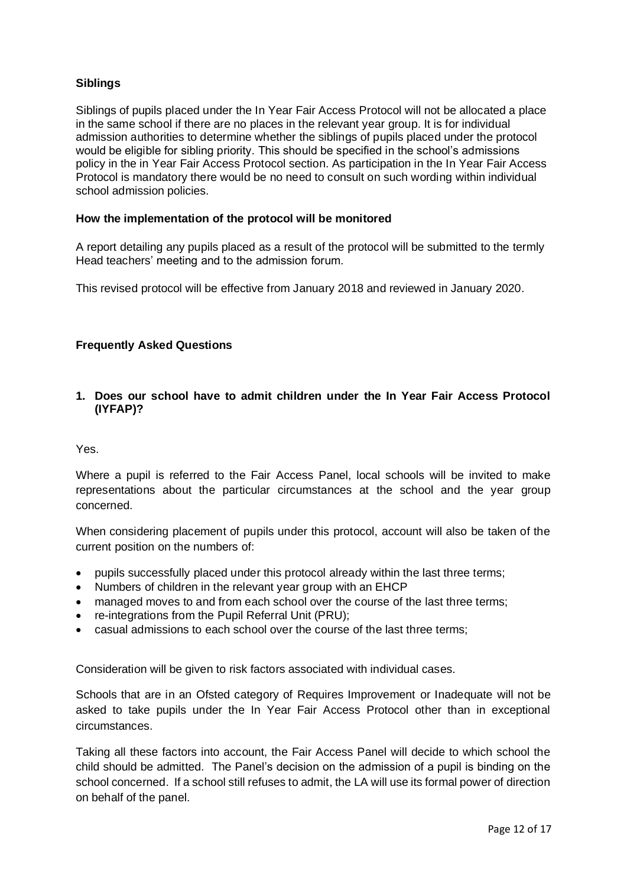### Siblings

Siblings of pupils placed under the In Year Fair Access Protocol will not be allocated a place in the same school if there are no places in the relevant year group. It is for individual admission authorities to determine whether the siblings of pupils placed under the protocol would be eligible for sibling priority. This should be specified in the school's admissions policy in the in Year Fair Access Protocol section. As participation in the In Year Fair Access Protocol is mandatory there would be no need to consult on such wording within individual school admission policies.

### How the implementation of the protocol will be monitored

A report detailing any pupils placed as a result of the protocol will be submitted to the termly Head teachers' meeting and to the admission forum.

This revised protocol will be effective from January 2018 and reviewed in January 2020.

### Frequently Asked Questions

**1. Does our school have to admit children under the In Year Fair Access Protocol (IYFAP)?**

Yes.

Where a pupil is referred to the Fair Access Panel, local schools will be invited to make representations about the particular circumstances at the school and the year group concerned.

When considering placement of pupils under this protocol, account will also be taken of the current position on the numbers of:

- pupils successfully placed under this protocol already within the last three terms;
- Numbers of children in the relevant year group with an EHCP
- managed moves to and from each school over the course of the last three terms;
- re-integrations from the Pupil Referral Unit (PRU);
- casual admissions to each school over the course of the last three terms;

Consideration will be given to risk factors associated with individual cases.

Schools that are in an Ofsted category of Requires Improvement or Inadequate will not be asked to take pupils under the In Year Fair Access Protocol other than in exceptional circumstances.

Taking all these factors into account, the Fair Access Panel will decide to which school the child should be admitted. The Panel's decision on the admission of a pupil is binding on the school concerned. If a school still refuses to admit, the LA will use its formal power of direction on behalf of the panel.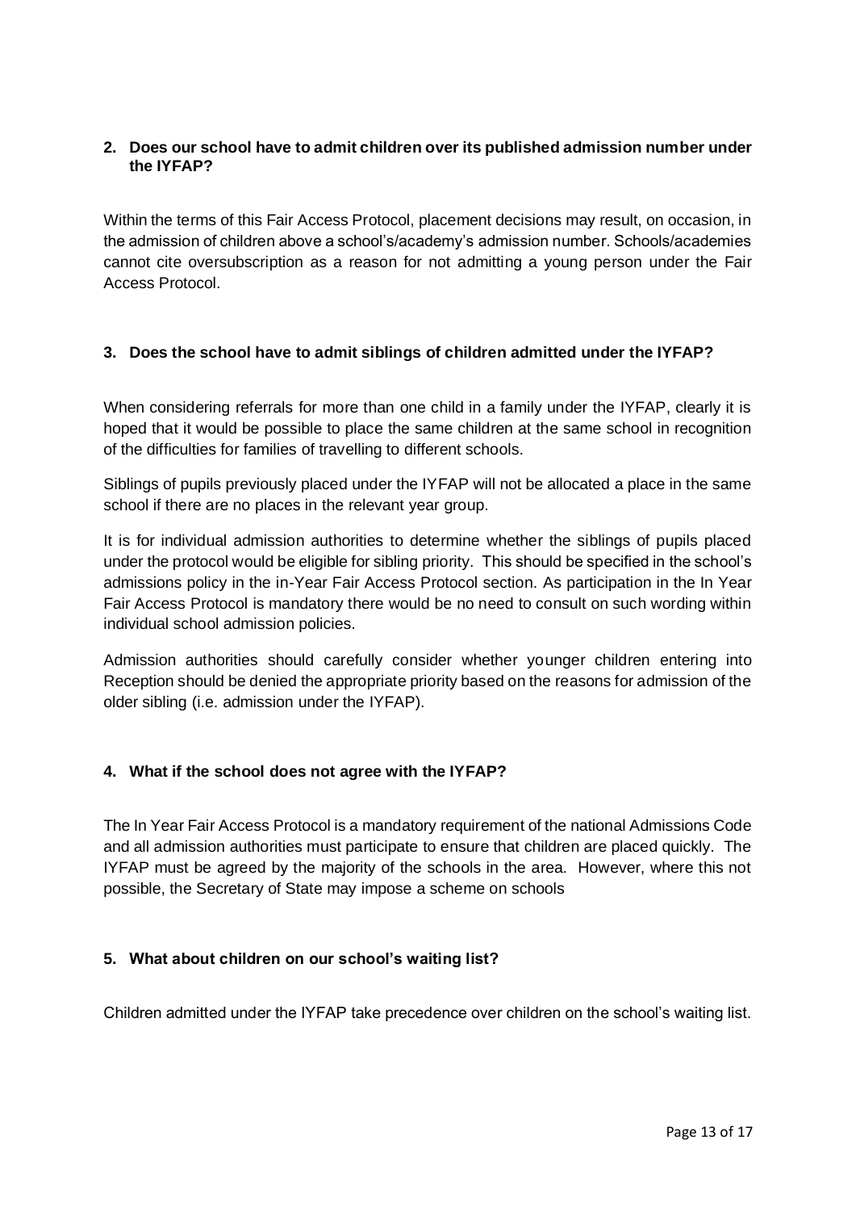**2. Does our school have to admit children over its published admission number under the IYFAP?**

Within the terms of this Fair Access Protocol, placement decisions may result, on occasion, in the admission of children above a school's/academy's admission number. Schools/academies cannot cite oversubscription as a reason for not admitting a young person under the Fair Access Protocol.

**3. Does the school have to admit siblings of children admitted under the IYFAP?**

When considering referrals for more than one child in a family under the IYFAP, clearly it is hoped that it would be possible to place the same children at the same school in recognition of the difficulties for families of travelling to different schools.

Siblings of pupils previously placed under the IYFAP will not be allocated a place in the same school if there are no places in the relevant year group.

It is for individual admission authorities to determine whether the siblings of pupils placed under the protocol would be eligible for sibling priority. This should be specified in the school's admissions policy in the in-Year Fair Access Protocol section. As participation in the In Year Fair Access Protocol is mandatory there would be no need to consult on such wording within individual school admission policies.

Admission authorities should carefully consider whether younger children entering into Reception should be denied the appropriate priority based on the reasons for admission of the older sibling (i.e. admission under the IYFAP).

**4. What if the school does not agree with the IYFAP?**

The In Year Fair Access Protocol is a mandatory requirement of the national Admissions Code and all admission authorities must participate to ensure that children are placed quickly. The IYFAP must be agreed by the majority of the schools in the area. However, where this not possible, the Secretary of State may impose a scheme on schools

**5. What about children on our school's waiting list?**

Children admitted under the IYFAP take precedence over children on the school's waiting list.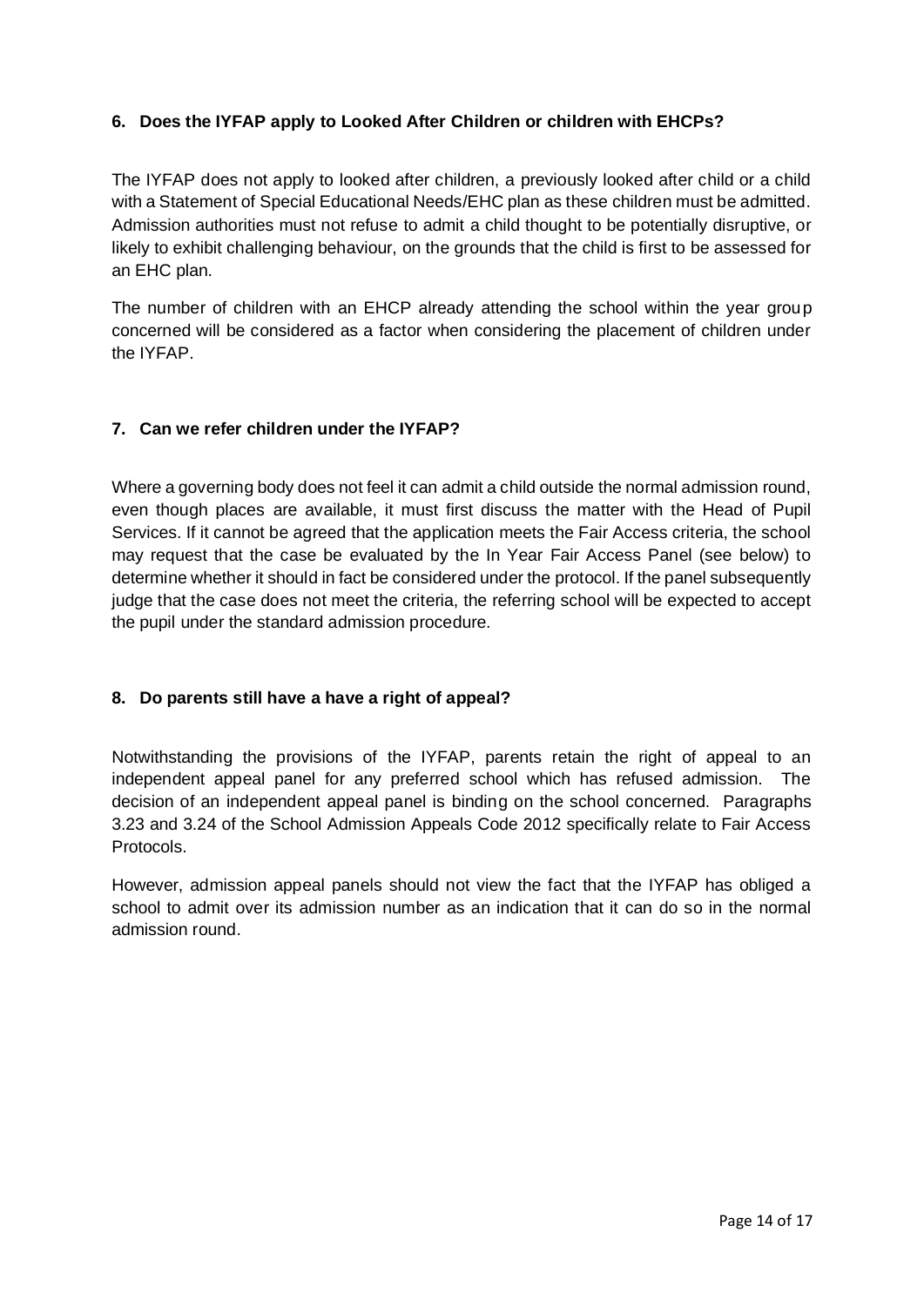### 6. Does the IYFAP apply to Looked After Children or children with EHCPs?

The IYFAP does not apply to looked after children, a previously looked after child or a child with a Statement of Special Educational Needs/EHC plan as these children must be admitted. Admission authorities must not refuse to admit a child thought to be potentially disruptive, or likely to exhibit challenging behaviour, on the grounds that the child is first to be assessed for an EHC plan.

The number of children with an EHCP already attending the school within the year group concerned will be considered as a factor when considering the placement of children under the IYFAP.

### 7. Can we refer children under the IYFAP?

Where a governing body does not feel it can admit a child outside the normal admission round, even though places are available, it must first discuss the matter with the Head of Pupil Services. If it cannot be agreed that the application meets the Fair Access criteria, the school may request that the case be evaluated by the In Year Fair Access Panel (see below) to determine whether it should in fact be considered under the protocol. If the panel subsequently judge that the case does not meet the criteria, the referring school will be expected to accept the pupil under the standard admission procedure.

### 8. Do parents still have a have a right of appeal?

Notwithstanding the provisions of the IYFAP, parents retain the right of appeal to an independent appeal panel for any preferred school which has refused admission. The decision of an independent appeal panel is binding on the school concerned. Paragraphs 3.23 and 3.24 of the School Admission Appeals Code 2012 specifically relate to Fair Access Protocols.

However, admission appeal panels should not view the fact that the IYFAP has obliged a school to admit over its admission number as an indication that it can do so in the normal admission round.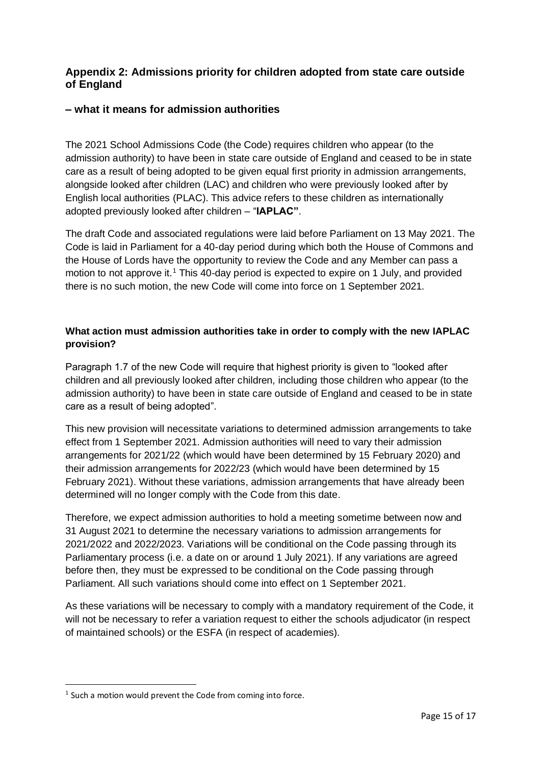## Appendix 2: Admissions priority for children adopted from state care outside of England

## – what it means for admission authorities

The 2021 School Admissions Code (the Code) requires children who appear (to the admission authority) to have been in state care outside of England and ceased to be in state care as a result of being adopted to be given equal first priority in admission arrangements, alongside looked after children (LAC) and children who were previously looked after by English local authorities (PLAC). This advice refers to these children as internationally adopted previously looked after children – "**IAPLAC"**.

The draft Code and associated regulations were laid before Parliament on 13 May 2021. The Code is laid in Parliament for a 40-day period during which both the House of Commons and the House of Lords have the opportunity to review the Code and any Member can pass a motion to not approve it.[1] This 40-day period is expected to expire on 1 July, and provided there is no such motion, the new Code will come into force on 1 September 2021.

### What action must admission authorities take in order to comply with the new IAPLAC provision?

Paragraph 1.7 of the new Code will require that highest priority is given to "looked after children and all previously looked after children, including those children who appear (to the admission authority) to have been in state care outside of England and ceased to be in state care as a result of being adopted".

This new provision will necessitate variations to determined admission arrangements to take effect from 1 September 2021. Admission authorities will need to vary their admission arrangements for 2021/22 (which would have been determined by 15 February 2020) and their admission arrangements for 2022/23 (which would have been determined by 15 February 2021). Without these variations, admission arrangements that have already been determined will no longer comply with the Code from this date.

Therefore, we expect admission authorities to hold a meeting sometime between now and 31 August 2021 to determine the necessary variations to admission arrangements for 2021/2022 and 2022/2023. Variations will be conditional on the Code passing through its Parliamentary process (i.e. a date on or around 1 July 2021). If any variations are agreed before then, they must be expressed to be conditional on the Code passing through Parliament. All such variations should come into effect on 1 September 2021.

As these variations will be necessary to comply with a mandatory requirement of the Code, it will not be necessary to refer a variation request to either the schools adjudicator (in respect of maintained schools) or the ESFA (in respect of academies).

[1] Such a motion would prevent the Code from coming into force.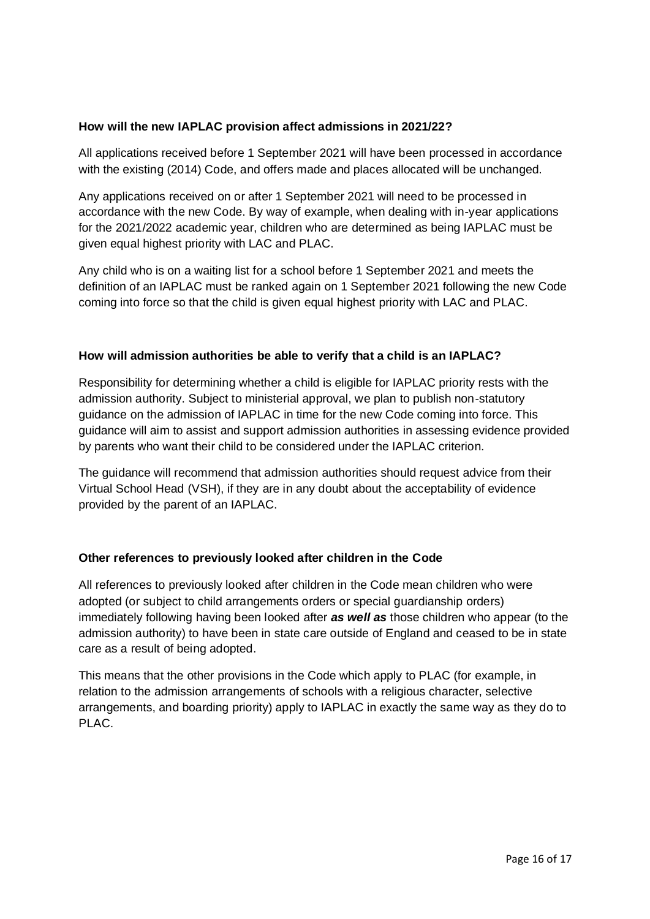### How will the new IAPLAC provision affect admissions in 2021/22?

All applications received before 1 September 2021 will have been processed in accordance with the existing (2014) Code, and offers made and places allocated will be unchanged.

Any applications received on or after 1 September 2021 will need to be processed in accordance with the new Code. By way of example, when dealing with in-year applications for the 2021/2022 academic year, children who are determined as being IAPLAC must be given equal highest priority with LAC and PLAC.

Any child who is on a waiting list for a school before 1 September 2021 and meets the definition of an IAPLAC must be ranked again on 1 September 2021 following the new Code coming into force so that the child is given equal highest priority with LAC and PLAC.

### How will admission authorities be able to verify that a child is an IAPLAC?

Responsibility for determining whether a child is eligible for IAPLAC priority rests with the admission authority. Subject to ministerial approval, we plan to publish non-statutory guidance on the admission of IAPLAC in time for the new Code coming into force. This guidance will aim to assist and support admission authorities in assessing evidence provided by parents who want their child to be considered under the IAPLAC criterion.

The guidance will recommend that admission authorities should request advice from their Virtual School Head (VSH), if they are in any doubt about the acceptability of evidence provided by the parent of an IAPLAC.

### Other references to previously looked after children in the Code

All references to previously looked after children in the Code mean children who were adopted (or subject to child arrangements orders or special guardianship orders) immediately following having been looked after ***as well as*** those children who appear (to the admission authority) to have been in state care outside of England and ceased to be in state care as a result of being adopted.

This means that the other provisions in the Code which apply to PLAC (for example, in relation to the admission arrangements of schools with a religious character, selective arrangements, and boarding priority) apply to IAPLAC in exactly the same way as they do to PLAC.